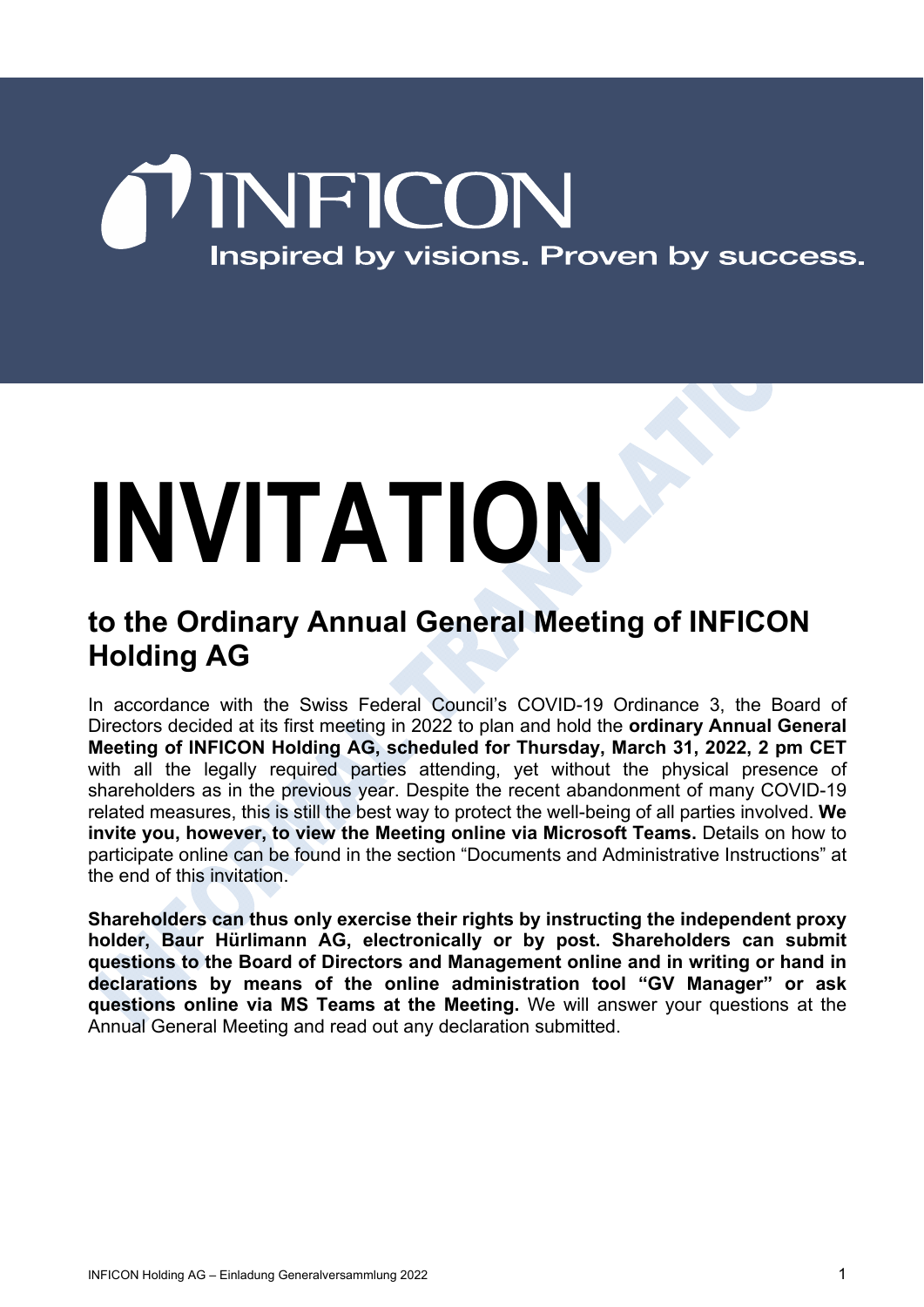INFICON

Inspired by visions. Proven by success.

# INVITATION

## to the Ordinary Annual General Meeting of INFICON Holding AG

In accordance with the Swiss Federal Council's COVID-19 Ordinance 3, the Board of Directors decided at its first meeting in 2022 to plan and hold the **ordinary Annual General Meeting of INFICON Holding AG, scheduled for Thursday, March 31, 2022, 2 pm CET** with all the legally required parties attending, yet without the physical presence of shareholders as in the previous year. Despite the recent abandonment of many COVID-19 related measures, this is still the best way to protect the well-being of all parties involved. **We invite you, however, to view the Meeting online via Microsoft Teams.** Details on how to participate online can be found in the section "Documents and Administrative Instructions" at the end of this invitation.

**Shareholders can thus only exercise their rights by instructing the independent proxy holder, Baur Hürlimann AG, electronically or by post. Shareholders can submit questions to the Board of Directors and Management online and in writing or hand in declarations by means of the online administration tool "GV Manager" or ask questions online via MS Teams at the Meeting.** We will answer your questions at the Annual General Meeting and read out any declaration submitted.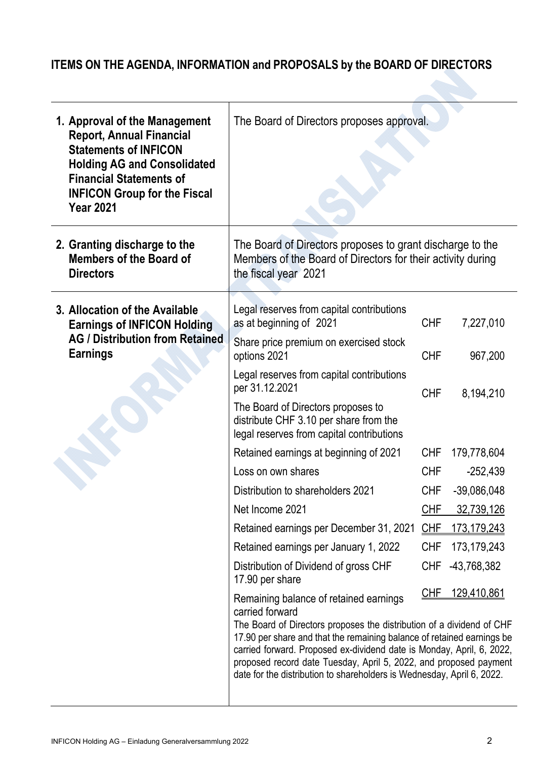## ITEMS ON THE AGENDA, INFORMATION and PROPOSALS by the BOARD OF DIRECTORS

| | | | |
|---|---|---|---|
| **1. Approval of the Management Report, Annual Financial Statements of INFICON Holding AG and Consolidated Financial Statements of INFICON Group for the Fiscal Year 2021** | The Board of Directors proposes approval. | | |
| **2. Granting discharge to the Members of the Board of Directors** | The Board of Directors proposes to grant discharge to the Members of the Board of Directors for their activity during the fiscal year 2021 | | |
| **3. Allocation of the Available Earnings of INFICON Holding AG / Distribution from Retained Earnings** | Legal reserves from capital contributions as at beginning of 2021 | CHF | 7,227,010 |
| | Share price premium on exercised stock options 2021 | CHF | 967,200 |
| | Legal reserves from capital contributions per 31.12.2021 | CHF | 8,194,210 |
| | The Board of Directors proposes to distribute CHF 3.10 per share from the legal reserves from capital contributions | | |
| | Retained earnings at beginning of 2021 | CHF | 179,778,604 |
| | Loss on own shares | CHF | -252,439 |
| | Distribution to shareholders 2021 | CHF | -39,086,048 |
| | Net Income 2021 | CHF | 32,739,126 |
| | Retained earnings per December 31, 2021 | CHF | 173,179,243 |
| | Retained earnings per January 1, 2022 | CHF | 173,179,243 |
| | Distribution of Dividend of gross CHF 17.90 per share | CHF | -43,768,382 |
| | Remaining balance of retained earnings carried forward | CHF | 129,410,861 |
| | The Board of Directors proposes the distribution of a dividend of CHF 17.90 per share and that the remaining balance of retained earnings be carried forward. Proposed ex-dividend date is Monday, April, 6, 2022, proposed record date Tuesday, April 5, 2022, and proposed payment date for the distribution to shareholders is Wednesday, April 6, 2022. | | |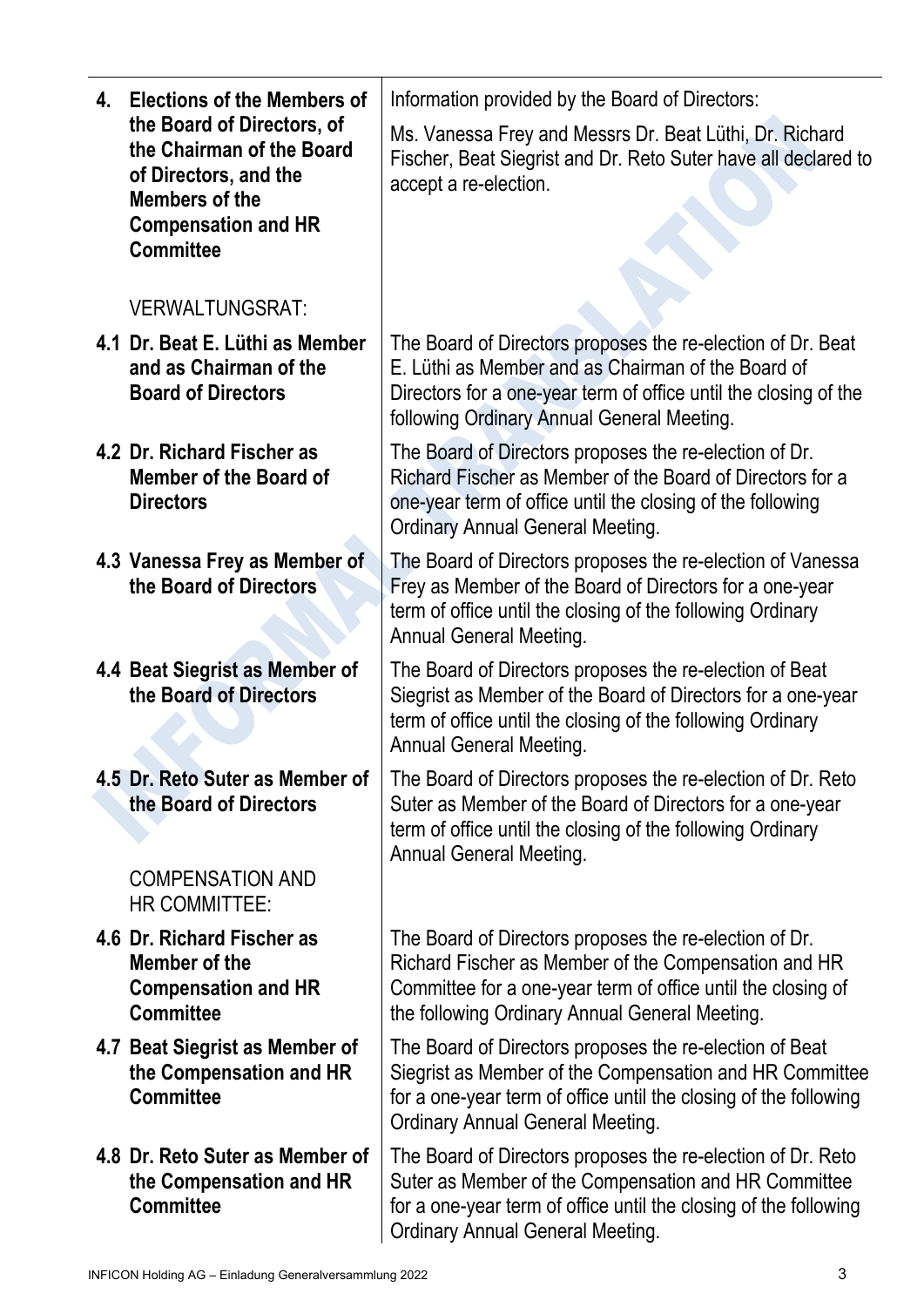| | |
|---|---|
| **4. Elections of the Members of the Board of Directors, of the Chairman of the Board of Directors, and the Members of the Compensation and HR Committee** | Information provided by the Board of Directors:<br><br>Ms. Vanessa Frey and Messrs Dr. Beat Lüthi, Dr. Richard Fischer, Beat Siegrist and Dr. Reto Suter have all declared to accept a re-election. |
| VERWALTUNGSRAT: | |
| **4.1 Dr. Beat E. Lüthi as Member and as Chairman of the Board of Directors** | The Board of Directors proposes the re-election of Dr. Beat E. Lüthi as Member and as Chairman of the Board of Directors for a one-year term of office until the closing of the following Ordinary Annual General Meeting. |
| **4.2 Dr. Richard Fischer as Member of the Board of Directors** | The Board of Directors proposes the re-election of Dr. Richard Fischer as Member of the Board of Directors for a one-year term of office until the closing of the following Ordinary Annual General Meeting. |
| **4.3 Vanessa Frey as Member of the Board of Directors** | The Board of Directors proposes the re-election of Vanessa Frey as Member of the Board of Directors for a one-year term of office until the closing of the following Ordinary Annual General Meeting. |
| **4.4 Beat Siegrist as Member of the Board of Directors** | The Board of Directors proposes the re-election of Beat Siegrist as Member of the Board of Directors for a one-year term of office until the closing of the following Ordinary Annual General Meeting. |
| **4.5 Dr. Reto Suter as Member of the Board of Directors** | The Board of Directors proposes the re-election of Dr. Reto Suter as Member of the Board of Directors for a one-year term of office until the closing of the following Ordinary Annual General Meeting. |
| COMPENSATION AND HR COMMITTEE: | |
| **4.6 Dr. Richard Fischer as Member of the Compensation and HR Committee** | The Board of Directors proposes the re-election of Dr. Richard Fischer as Member of the Compensation and HR Committee for a one-year term of office until the closing of the following Ordinary Annual General Meeting. |
| **4.7 Beat Siegrist as Member of the Compensation and HR Committee** | The Board of Directors proposes the re-election of Beat Siegrist as Member of the Compensation and HR Committee for a one-year term of office until the closing of the following Ordinary Annual General Meeting. |
| **4.8 Dr. Reto Suter as Member of the Compensation and HR Committee** | The Board of Directors proposes the re-election of Dr. Reto Suter as Member of the Compensation and HR Committee for a one-year term of office until the closing of the following Ordinary Annual General Meeting. |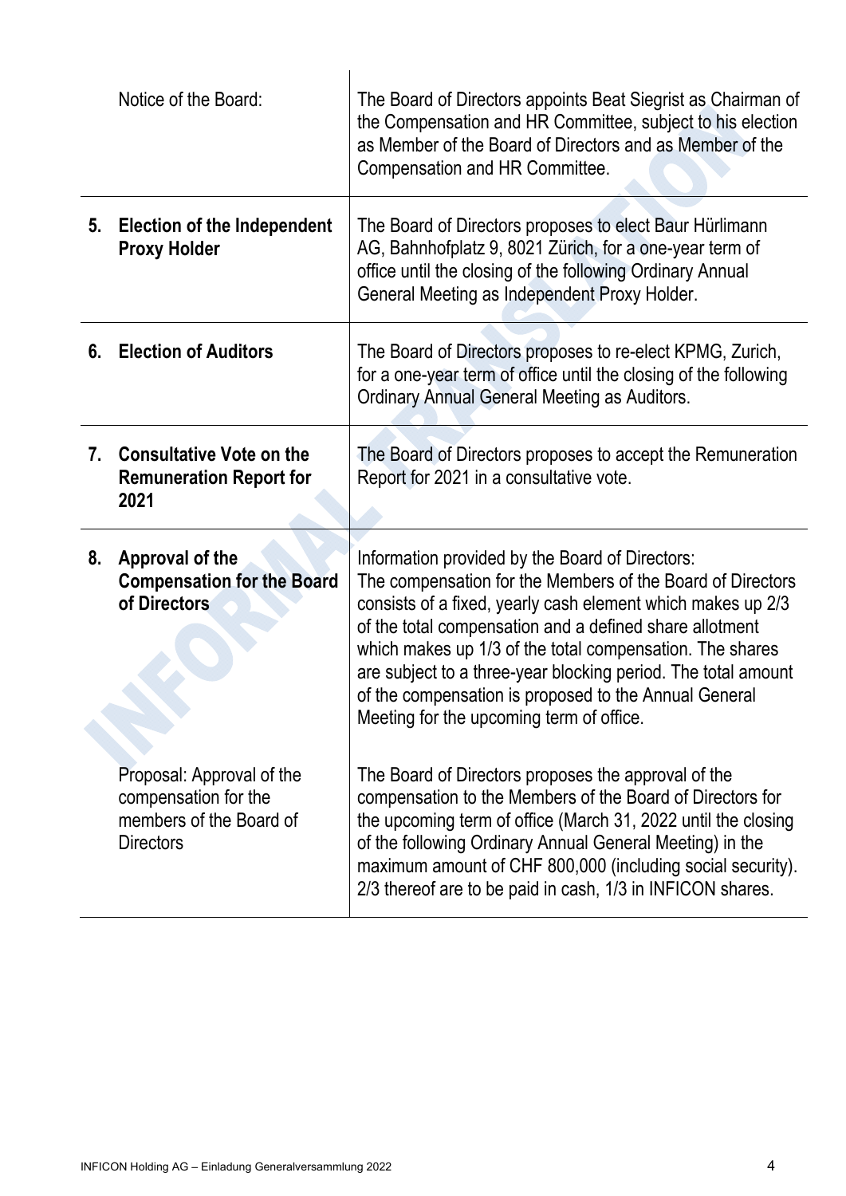| | |
|---|---|
| Notice of the Board: | The Board of Directors appoints Beat Siegrist as Chairman of the Compensation and HR Committee, subject to his election as Member of the Board of Directors and as Member of the Compensation and HR Committee. |
| **5. Election of the Independent Proxy Holder** | The Board of Directors proposes to elect Baur Hürlimann AG, Bahnhofplatz 9, 8021 Zürich, for a one-year term of office until the closing of the following Ordinary Annual General Meeting as Independent Proxy Holder. |
| **6. Election of Auditors** | The Board of Directors proposes to re-elect KPMG, Zurich, for a one-year term of office until the closing of the following Ordinary Annual General Meeting as Auditors. |
| **7. Consultative Vote on the Remuneration Report for 2021** | The Board of Directors proposes to accept the Remuneration Report for 2021 in a consultative vote. |
| **8. Approval of the Compensation for the Board of Directors** | Information provided by the Board of Directors: The compensation for the Members of the Board of Directors consists of a fixed, yearly cash element which makes up 2/3 of the total compensation and a defined share allotment which makes up 1/3 of the total compensation. The shares are subject to a three-year blocking period. The total amount of the compensation is proposed to the Annual General Meeting for the upcoming term of office. |
| Proposal: Approval of the compensation for the members of the Board of Directors | The Board of Directors proposes the approval of the compensation to the Members of the Board of Directors for the upcoming term of office (March 31, 2022 until the closing of the following Ordinary Annual General Meeting) in the maximum amount of CHF 800,000 (including social security). 2/3 thereof are to be paid in cash, 1/3 in INFICON shares. |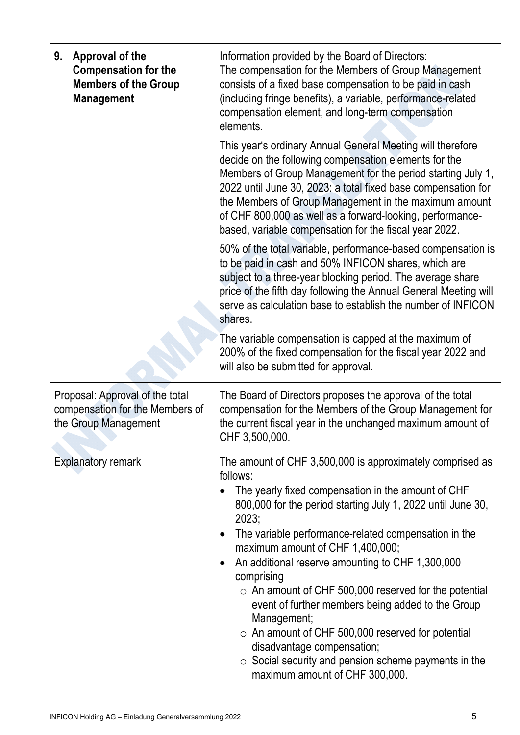| **9. Approval of the Compensation for the Members of the Group Management** | Information provided by the Board of Directors:<br>The compensation for the Members of Group Management consists of a fixed base compensation to be paid in cash (including fringe benefits), a variable, performance-related compensation element, and long-term compensation elements.<br><br>This year's ordinary Annual General Meeting will therefore decide on the following compensation elements for the Members of Group Management for the period starting July 1, 2022 until June 30, 2023: a total fixed base compensation for the Members of Group Management in the maximum amount of CHF 800,000 as well as a forward-looking, performance-based, variable compensation for the fiscal year 2022.<br><br>50% of the total variable, performance-based compensation is to be paid in cash and 50% INFICON shares, which are subject to a three-year blocking period. The average share price of the fifth day following the Annual General Meeting will serve as calculation base to establish the number of INFICON shares.<br><br>The variable compensation is capped at the maximum of 200% of the fixed compensation for the fiscal year 2022 and will also be submitted for approval. |
|---|---|
| Proposal: Approval of the total compensation for the Members of the Group Management | The Board of Directors proposes the approval of the total compensation for the Members of the Group Management for the current fiscal year in the unchanged maximum amount of CHF 3,500,000. |
| Explanatory remark | The amount of CHF 3,500,000 is approximately comprised as follows:<br>• The yearly fixed compensation in the amount of CHF 800,000 for the period starting July 1, 2022 until June 30, 2023;<br>• The variable performance-related compensation in the maximum amount of CHF 1,400,000;<br>• An additional reserve amounting to CHF 1,300,000 comprising<br>&nbsp;&nbsp;&nbsp;&nbsp;○ An amount of CHF 500,000 reserved for the potential event of further members being added to the Group Management;<br>&nbsp;&nbsp;&nbsp;&nbsp;○ An amount of CHF 500,000 reserved for potential disadvantage compensation;<br>&nbsp;&nbsp;&nbsp;&nbsp;○ Social security and pension scheme payments in the maximum amount of CHF 300,000. |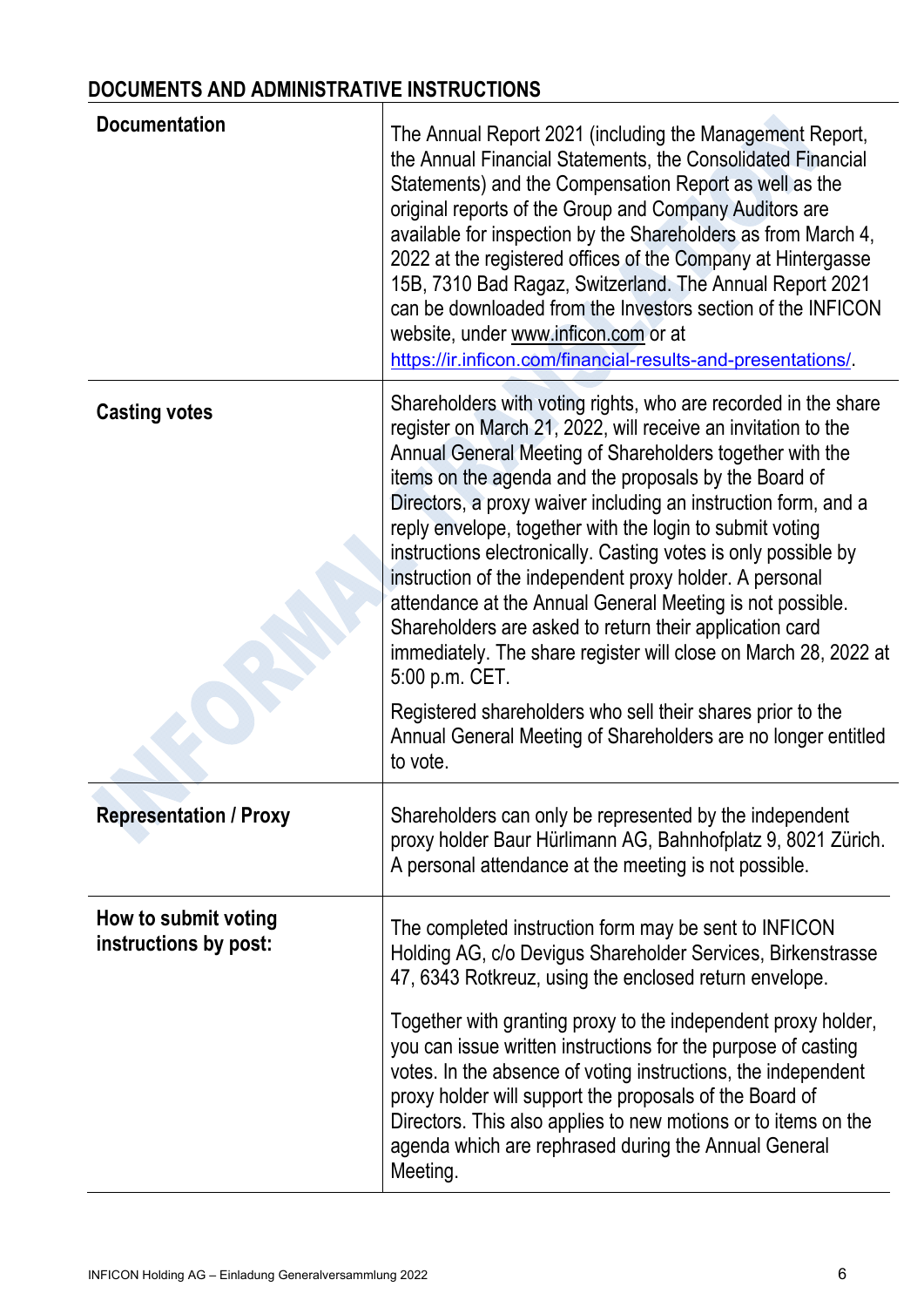## DOCUMENTS AND ADMINISTRATIVE INSTRUCTIONS

| | |
|---|---|
| **Documentation** | The Annual Report 2021 (including the Management Report, the Annual Financial Statements, the Consolidated Financial Statements) and the Compensation Report as well as the original reports of the Group and Company Auditors are available for inspection by the Shareholders as from March 4, 2022 at the registered offices of the Company at Hintergasse 15B, 7310 Bad Ragaz, Switzerland. The Annual Report 2021 can be downloaded from the Investors section of the INFICON website, under www.inficon.com or at https://ir.inficon.com/financial-results-and-presentations/. |
| **Casting votes** | Shareholders with voting rights, who are recorded in the share register on March 21, 2022, will receive an invitation to the Annual General Meeting of Shareholders together with the items on the agenda and the proposals by the Board of Directors, a proxy waiver including an instruction form, and a reply envelope, together with the login to submit voting instructions electronically. Casting votes is only possible by instruction of the independent proxy holder. A personal attendance at the Annual General Meeting is not possible. Shareholders are asked to return their application card immediately. The share register will close on March 28, 2022 at 5:00 p.m. CET.<br><br>Registered shareholders who sell their shares prior to the Annual General Meeting of Shareholders are no longer entitled to vote. |
| **Representation / Proxy** | Shareholders can only be represented by the independent proxy holder Baur Hürlimann AG, Bahnhofplatz 9, 8021 Zürich. A personal attendance at the meeting is not possible. |
| **How to submit voting instructions by post:** | The completed instruction form may be sent to INFICON Holding AG, c/o Devigus Shareholder Services, Birkenstrasse 47, 6343 Rotkreuz, using the enclosed return envelope.<br><br>Together with granting proxy to the independent proxy holder, you can issue written instructions for the purpose of casting votes. In the absence of voting instructions, the independent proxy holder will support the proposals of the Board of Directors. This also applies to new motions or to items on the agenda which are rephrased during the Annual General Meeting. |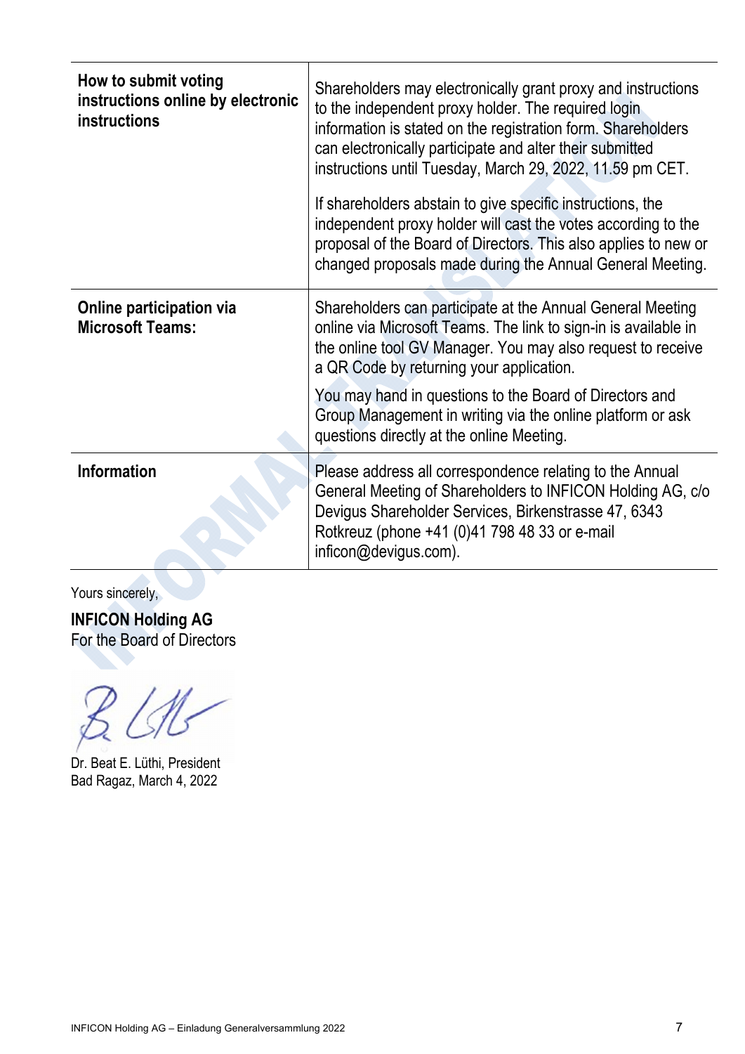| | |
|---|---|
| **How to submit voting instructions online by electronic instructions** | Shareholders may electronically grant proxy and instructions to the independent proxy holder. The required login information is stated on the registration form. Shareholders can electronically participate and alter their submitted instructions until Tuesday, March 29, 2022, 11.59 pm CET.<br><br>If shareholders abstain to give specific instructions, the independent proxy holder will cast the votes according to the proposal of the Board of Directors. This also applies to new or changed proposals made during the Annual General Meeting. |
| **Online participation via Microsoft Teams:** | Shareholders can participate at the Annual General Meeting online via Microsoft Teams. The link to sign-in is available in the online tool GV Manager. You may also request to receive a QR Code by returning your application.<br><br>You may hand in questions to the Board of Directors and Group Management in writing via the online platform or ask questions directly at the online Meeting. |
| **Information** | Please address all correspondence relating to the Annual General Meeting of Shareholders to INFICON Holding AG, c/o Devigus Shareholder Services, Birkenstrasse 47, 6343 Rotkreuz (phone +41 (0)41 798 48 33 or e-mail inficon@devigus.com). |

Yours sincerely,

**INFICON Holding AG**
For the Board of Directors

Dr. Beat E. Lüthi, President
Bad Ragaz, March 4, 2022